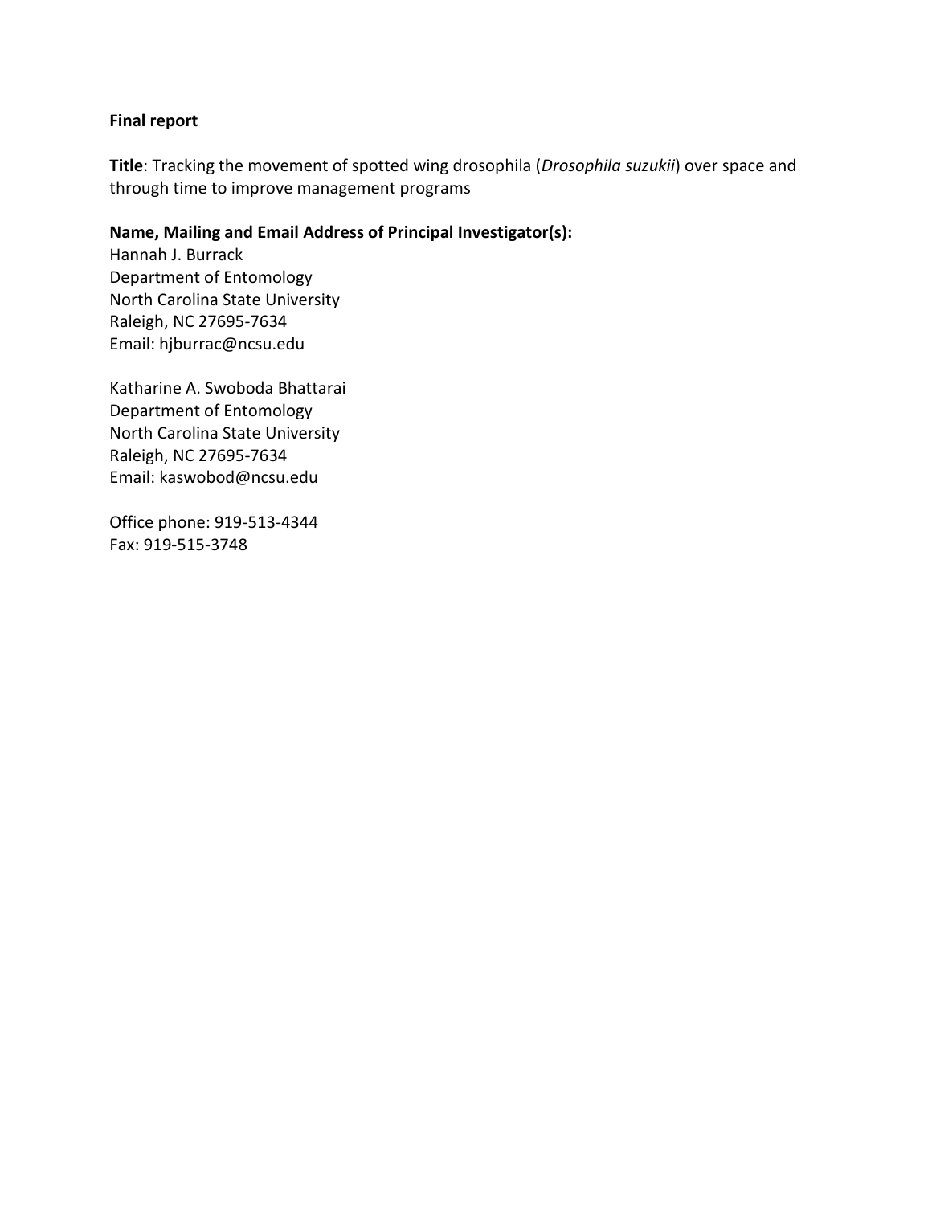**Final report**

**Title**: Tracking the movement of spotted wing drosophila (*Drosophila suzukii*) over space and through time to improve management programs

**Name, Mailing and Email Address of Principal Investigator(s):**

Hannah J. Burrack
Department of Entomology
North Carolina State University
Raleigh, NC 27695-7634
Email: hjburrac@ncsu.edu

Katharine A. Swoboda Bhattarai
Department of Entomology
North Carolina State University
Raleigh, NC 27695-7634
Email: kaswobod@ncsu.edu

Office phone: 919-513-4344
Fax: 919-515-3748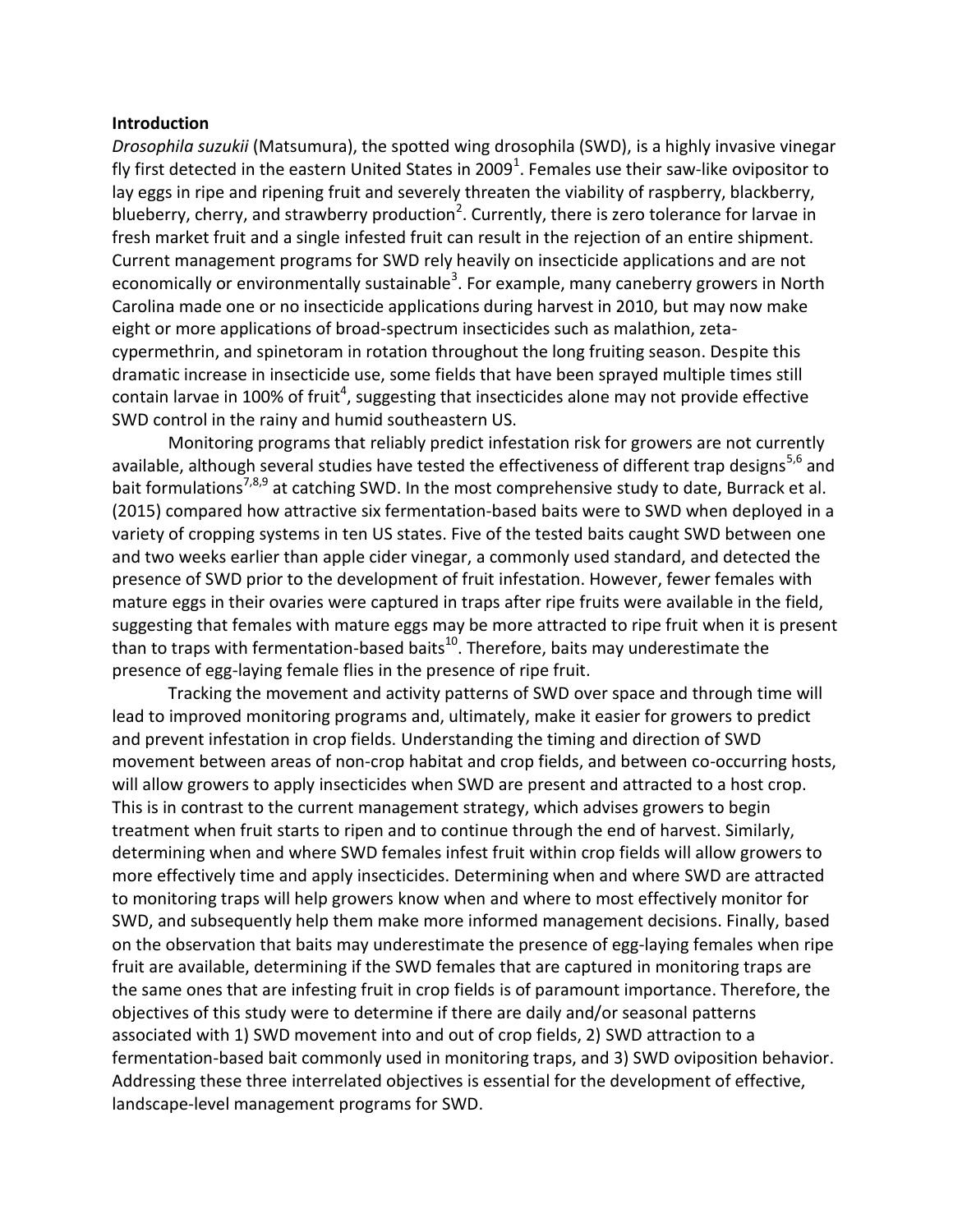## Introduction

*Drosophila suzukii* (Matsumura), the spotted wing drosophila (SWD), is a highly invasive vinegar fly first detected in the eastern United States in 2009[1]. Females use their saw-like ovipositor to lay eggs in ripe and ripening fruit and severely threaten the viability of raspberry, blackberry, blueberry, cherry, and strawberry production[2]. Currently, there is zero tolerance for larvae in fresh market fruit and a single infested fruit can result in the rejection of an entire shipment. Current management programs for SWD rely heavily on insecticide applications and are not economically or environmentally sustainable[3]. For example, many caneberry growers in North Carolina made one or no insecticide applications during harvest in 2010, but may now make eight or more applications of broad-spectrum insecticides such as malathion, zeta-cypermethrin, and spinetoram in rotation throughout the long fruiting season. Despite this dramatic increase in insecticide use, some fields that have been sprayed multiple times still contain larvae in 100% of fruit[4], suggesting that insecticides alone may not provide effective SWD control in the rainy and humid southeastern US.

Monitoring programs that reliably predict infestation risk for growers are not currently available, although several studies have tested the effectiveness of different trap designs[5,6] and bait formulations[7,8,9] at catching SWD. In the most comprehensive study to date, Burrack et al. (2015) compared how attractive six fermentation-based baits were to SWD when deployed in a variety of cropping systems in ten US states. Five of the tested baits caught SWD between one and two weeks earlier than apple cider vinegar, a commonly used standard, and detected the presence of SWD prior to the development of fruit infestation. However, fewer females with mature eggs in their ovaries were captured in traps after ripe fruits were available in the field, suggesting that females with mature eggs may be more attracted to ripe fruit when it is present than to traps with fermentation-based baits[10]. Therefore, baits may underestimate the presence of egg-laying female flies in the presence of ripe fruit.

Tracking the movement and activity patterns of SWD over space and through time will lead to improved monitoring programs and, ultimately, make it easier for growers to predict and prevent infestation in crop fields. Understanding the timing and direction of SWD movement between areas of non-crop habitat and crop fields, and between co-occurring hosts, will allow growers to apply insecticides when SWD are present and attracted to a host crop. This is in contrast to the current management strategy, which advises growers to begin treatment when fruit starts to ripen and to continue through the end of harvest. Similarly, determining when and where SWD females infest fruit within crop fields will allow growers to more effectively time and apply insecticides. Determining when and where SWD are attracted to monitoring traps will help growers know when and where to most effectively monitor for SWD, and subsequently help them make more informed management decisions. Finally, based on the observation that baits may underestimate the presence of egg-laying females when ripe fruit are available, determining if the SWD females that are captured in monitoring traps are the same ones that are infesting fruit in crop fields is of paramount importance. Therefore, the objectives of this study were to determine if there are daily and/or seasonal patterns associated with 1) SWD movement into and out of crop fields, 2) SWD attraction to a fermentation-based bait commonly used in monitoring traps, and 3) SWD oviposition behavior. Addressing these three interrelated objectives is essential for the development of effective, landscape-level management programs for SWD.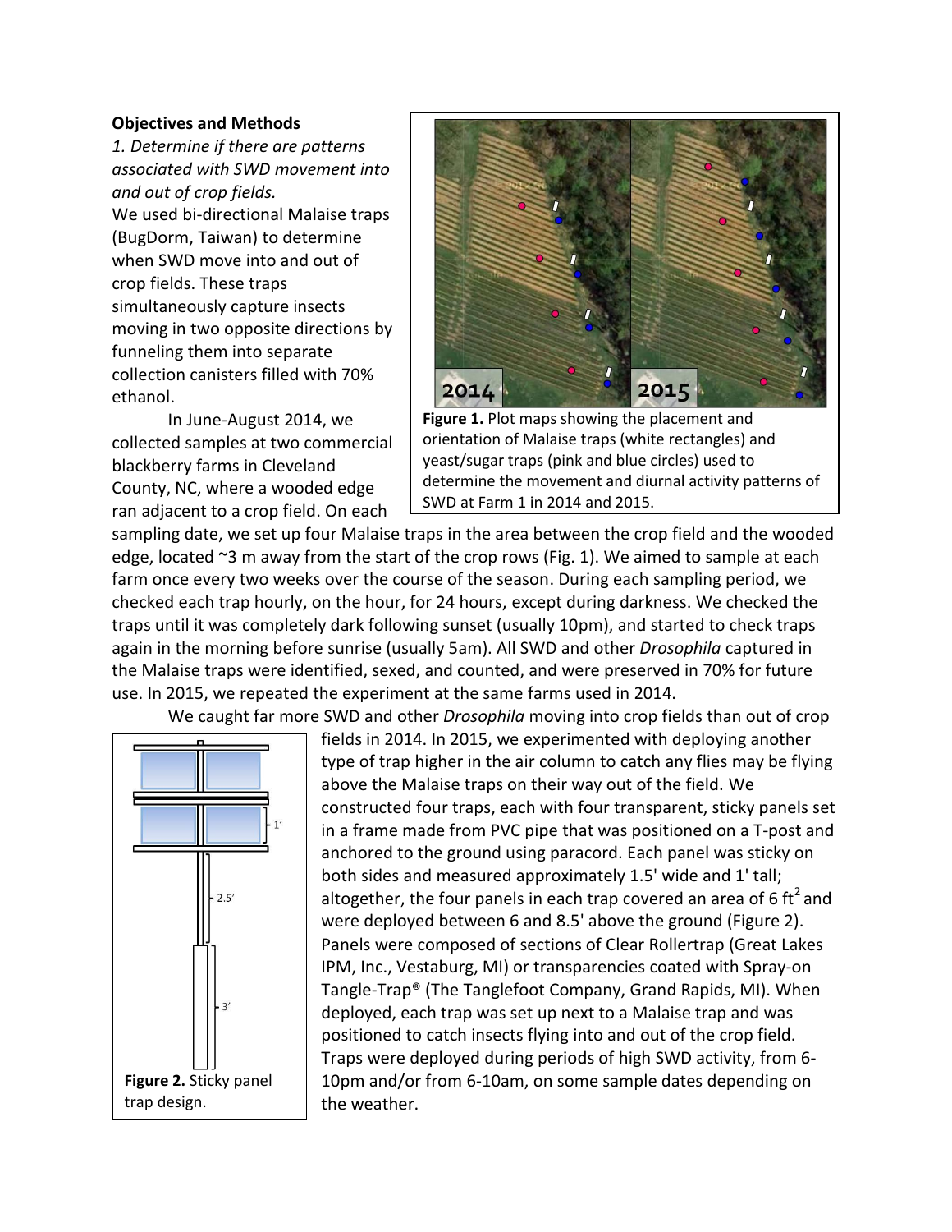**Objectives and Methods**

*1. Determine if there are patterns associated with SWD movement into and out of crop fields.*

We used bi-directional Malaise traps (BugDorm, Taiwan) to determine when SWD move into and out of crop fields. These traps simultaneously capture insects moving in two opposite directions by funneling them into separate collection canisters filled with 70% ethanol.

In June-August 2014, we collected samples at two commercial blackberry farms in Cleveland County, NC, where a wooded edge ran adjacent to a crop field. On each sampling date, we set up four Malaise traps in the area between the crop field and the wooded edge, located ~3 m away from the start of the crop rows (Fig. 1). We aimed to sample at each farm once every two weeks over the course of the season. During each sampling period, we checked each trap hourly, on the hour, for 24 hours, except during darkness. We checked the traps until it was completely dark following sunset (usually 10pm), and started to check traps again in the morning before sunrise (usually 5am). All SWD and other *Drosophila* captured in the Malaise traps were identified, sexed, and counted, and were preserved in 70% for future use. In 2015, we repeated the experiment at the same farms used in 2014.

**Figure 1.** Plot maps showing the placement and orientation of Malaise traps (white rectangles) and yeast/sugar traps (pink and blue circles) used to determine the movement and diurnal activity patterns of SWD at Farm 1 in 2014 and 2015.

We caught far more SWD and other *Drosophila* moving into crop fields than out of crop fields in 2014. In 2015, we experimented with deploying another type of trap higher in the air column to catch any flies may be flying above the Malaise traps on their way out of the field. We constructed four traps, each with four transparent, sticky panels set in a frame made from PVC pipe that was positioned on a T-post and anchored to the ground using paracord. Each panel was sticky on both sides and measured approximately 1.5' wide and 1' tall; altogether, the four panels in each trap covered an area of 6 ft$^2$ and were deployed between 6 and 8.5' above the ground (Figure 2). Panels were composed of sections of Clear Rollertrap (Great Lakes IPM, Inc., Vestaburg, MI) or transparencies coated with Spray-on Tangle-Trap® (The Tanglefoot Company, Grand Rapids, MI). When deployed, each trap was set up next to a Malaise trap and was positioned to catch insects flying into and out of the crop field. Traps were deployed during periods of high SWD activity, from 6-10pm and/or from 6-10am, on some sample dates depending on the weather.

**Figure 2.** Sticky panel trap design.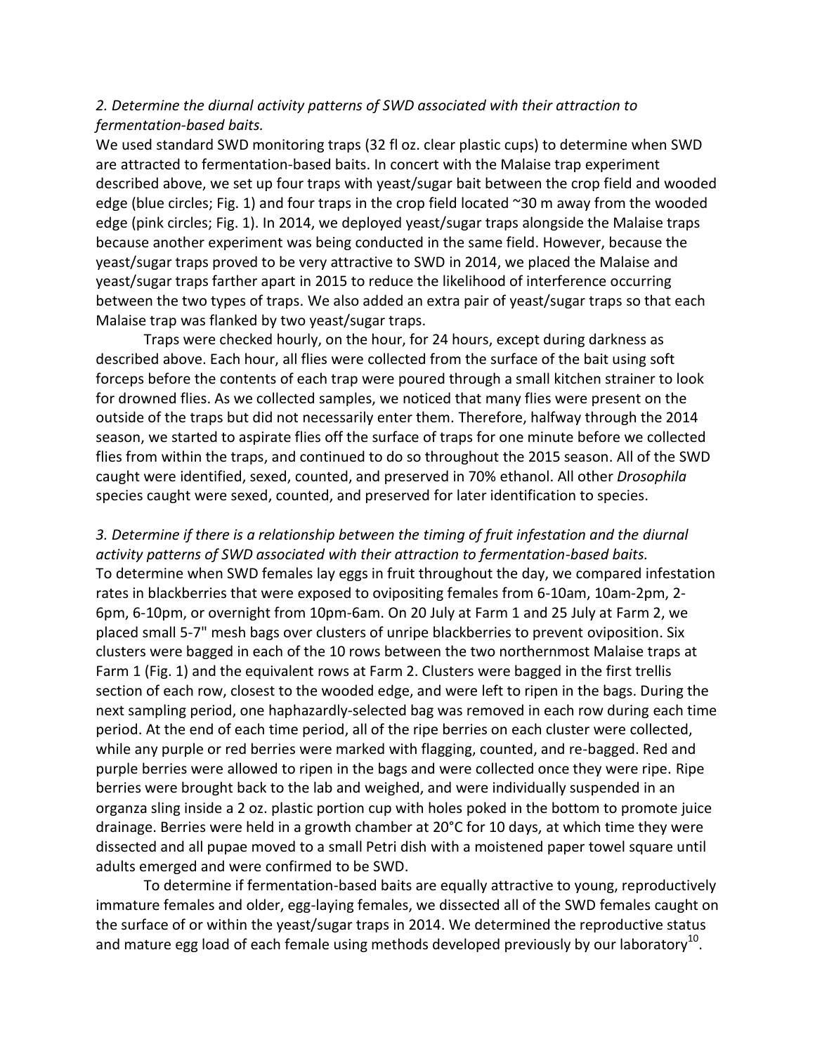*2. Determine the diurnal activity patterns of SWD associated with their attraction to fermentation-based baits.*

We used standard SWD monitoring traps (32 fl oz. clear plastic cups) to determine when SWD are attracted to fermentation-based baits. In concert with the Malaise trap experiment described above, we set up four traps with yeast/sugar bait between the crop field and wooded edge (blue circles; Fig. 1) and four traps in the crop field located ~30 m away from the wooded edge (pink circles; Fig. 1). In 2014, we deployed yeast/sugar traps alongside the Malaise traps because another experiment was being conducted in the same field. However, because the yeast/sugar traps proved to be very attractive to SWD in 2014, we placed the Malaise and yeast/sugar traps farther apart in 2015 to reduce the likelihood of interference occurring between the two types of traps. We also added an extra pair of yeast/sugar traps so that each Malaise trap was flanked by two yeast/sugar traps.

Traps were checked hourly, on the hour, for 24 hours, except during darkness as described above. Each hour, all flies were collected from the surface of the bait using soft forceps before the contents of each trap were poured through a small kitchen strainer to look for drowned flies. As we collected samples, we noticed that many flies were present on the outside of the traps but did not necessarily enter them. Therefore, halfway through the 2014 season, we started to aspirate flies off the surface of traps for one minute before we collected flies from within the traps, and continued to do so throughout the 2015 season. All of the SWD caught were identified, sexed, counted, and preserved in 70% ethanol. All other *Drosophila* species caught were sexed, counted, and preserved for later identification to species.

*3. Determine if there is a relationship between the timing of fruit infestation and the diurnal activity patterns of SWD associated with their attraction to fermentation-based baits.*

To determine when SWD females lay eggs in fruit throughout the day, we compared infestation rates in blackberries that were exposed to ovipositing females from 6-10am, 10am-2pm, 2-6pm, 6-10pm, or overnight from 10pm-6am. On 20 July at Farm 1 and 25 July at Farm 2, we placed small 5-7" mesh bags over clusters of unripe blackberries to prevent oviposition. Six clusters were bagged in each of the 10 rows between the two northernmost Malaise traps at Farm 1 (Fig. 1) and the equivalent rows at Farm 2. Clusters were bagged in the first trellis section of each row, closest to the wooded edge, and were left to ripen in the bags. During the next sampling period, one haphazardly-selected bag was removed in each row during each time period. At the end of each time period, all of the ripe berries on each cluster were collected, while any purple or red berries were marked with flagging, counted, and re-bagged. Red and purple berries were allowed to ripen in the bags and were collected once they were ripe. Ripe berries were brought back to the lab and weighed, and were individually suspended in an organza sling inside a 2 oz. plastic portion cup with holes poked in the bottom to promote juice drainage. Berries were held in a growth chamber at 20°C for 10 days, at which time they were dissected and all pupae moved to a small Petri dish with a moistened paper towel square until adults emerged and were confirmed to be SWD.

To determine if fermentation-based baits are equally attractive to young, reproductively immature females and older, egg-laying females, we dissected all of the SWD females caught on the surface of or within the yeast/sugar traps in 2014. We determined the reproductive status and mature egg load of each female using methods developed previously by our laboratory[10].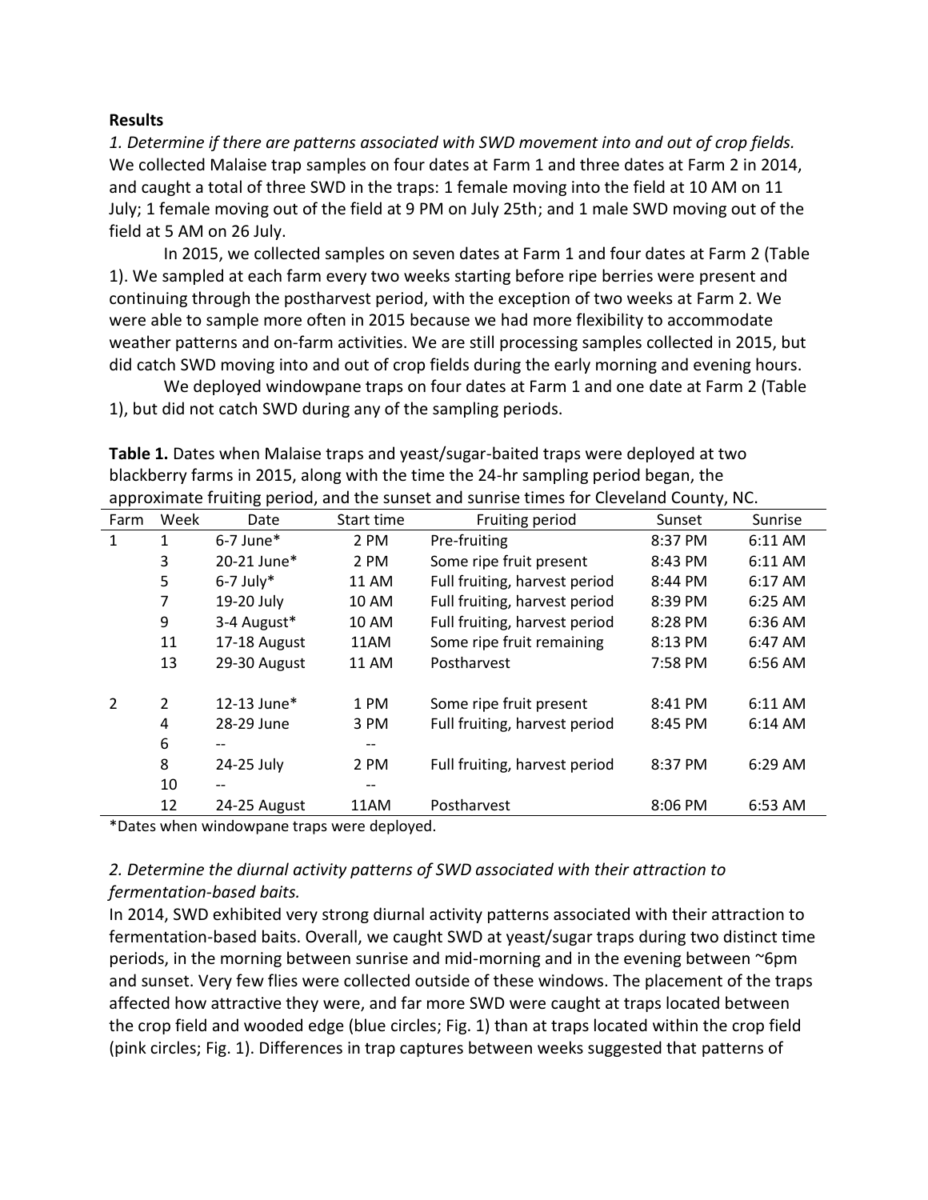**Results**

*1. Determine if there are patterns associated with SWD movement into and out of crop fields.*
We collected Malaise trap samples on four dates at Farm 1 and three dates at Farm 2 in 2014, and caught a total of three SWD in the traps: 1 female moving into the field at 10 AM on 11 July; 1 female moving out of the field at 9 PM on July 25th; and 1 male SWD moving out of the field at 5 AM on 26 July.

In 2015, we collected samples on seven dates at Farm 1 and four dates at Farm 2 (Table 1). We sampled at each farm every two weeks starting before ripe berries were present and continuing through the postharvest period, with the exception of two weeks at Farm 2. We were able to sample more often in 2015 because we had more flexibility to accommodate weather patterns and on-farm activities. We are still processing samples collected in 2015, but did catch SWD moving into and out of crop fields during the early morning and evening hours.

We deployed windowpane traps on four dates at Farm 1 and one date at Farm 2 (Table 1), but did not catch SWD during any of the sampling periods.

**Table 1.** Dates when Malaise traps and yeast/sugar-baited traps were deployed at two blackberry farms in 2015, along with the time the 24-hr sampling period began, the approximate fruiting period, and the sunset and sunrise times for Cleveland County, NC.

| Farm | Week | Date | Start time | Fruiting period | Sunset | Sunrise |
|---|---|---|---|---|---|---|
| 1 | 1 | 6-7 June* | 2 PM | Pre-fruiting | 8:37 PM | 6:11 AM |
| | 3 | 20-21 June* | 2 PM | Some ripe fruit present | 8:43 PM | 6:11 AM |
| | 5 | 6-7 July* | 11 AM | Full fruiting, harvest period | 8:44 PM | 6:17 AM |
| | 7 | 19-20 July | 10 AM | Full fruiting, harvest period | 8:39 PM | 6:25 AM |
| | 9 | 3-4 August* | 10 AM | Full fruiting, harvest period | 8:28 PM | 6:36 AM |
| | 11 | 17-18 August | 11AM | Some ripe fruit remaining | 8:13 PM | 6:47 AM |
| | 13 | 29-30 August | 11 AM | Postharvest | 7:58 PM | 6:56 AM |
| 2 | 2 | 12-13 June* | 1 PM | Some ripe fruit present | 8:41 PM | 6:11 AM |
| | 4 | 28-29 June | 3 PM | Full fruiting, harvest period | 8:45 PM | 6:14 AM |
| | 6 | -- | -- | | | |
| | 8 | 24-25 July | 2 PM | Full fruiting, harvest period | 8:37 PM | 6:29 AM |
| | 10 | -- | -- | | | |
| | 12 | 24-25 August | 11AM | Postharvest | 8:06 PM | 6:53 AM |

*Dates when windowpane traps were deployed.

*2. Determine the diurnal activity patterns of SWD associated with their attraction to fermentation-based baits.*
In 2014, SWD exhibited very strong diurnal activity patterns associated with their attraction to fermentation-based baits. Overall, we caught SWD at yeast/sugar traps during two distinct time periods, in the morning between sunrise and mid-morning and in the evening between ~6pm and sunset. Very few flies were collected outside of these windows. The placement of the traps affected how attractive they were, and far more SWD were caught at traps located between the crop field and wooded edge (blue circles; Fig. 1) than at traps located within the crop field (pink circles; Fig. 1). Differences in trap captures between weeks suggested that patterns of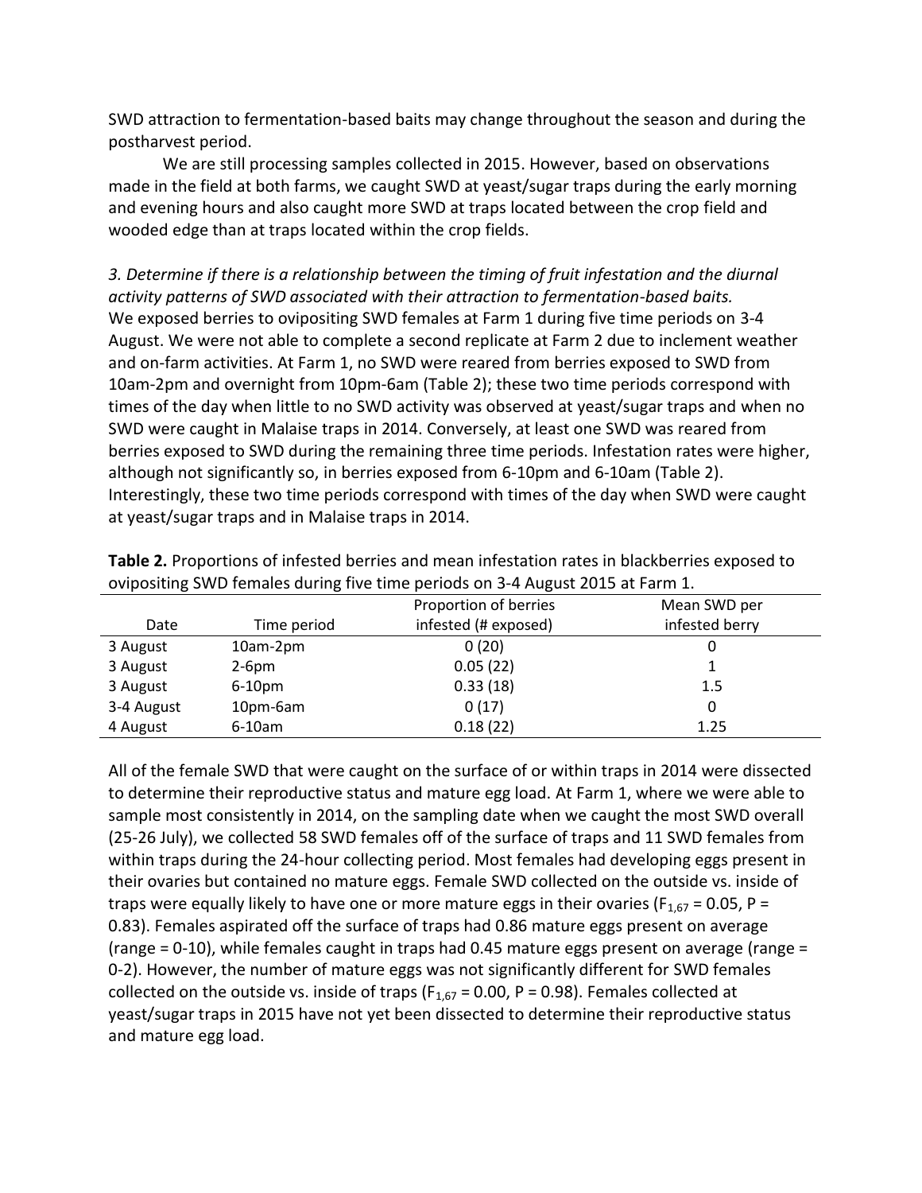SWD attraction to fermentation-based baits may change throughout the season and during the postharvest period.

We are still processing samples collected in 2015. However, based on observations made in the field at both farms, we caught SWD at yeast/sugar traps during the early morning and evening hours and also caught more SWD at traps located between the crop field and wooded edge than at traps located within the crop fields.

*3. Determine if there is a relationship between the timing of fruit infestation and the diurnal activity patterns of SWD associated with their attraction to fermentation-based baits.*

We exposed berries to ovipositing SWD females at Farm 1 during five time periods on 3-4 August. We were not able to complete a second replicate at Farm 2 due to inclement weather and on-farm activities. At Farm 1, no SWD were reared from berries exposed to SWD from 10am-2pm and overnight from 10pm-6am (Table 2); these two time periods correspond with times of the day when little to no SWD activity was observed at yeast/sugar traps and when no SWD were caught in Malaise traps in 2014. Conversely, at least one SWD was reared from berries exposed to SWD during the remaining three time periods. Infestation rates were higher, although not significantly so, in berries exposed from 6-10pm and 6-10am (Table 2). Interestingly, these two time periods correspond with times of the day when SWD were caught at yeast/sugar traps and in Malaise traps in 2014.

**Table 2.** Proportions of infested berries and mean infestation rates in blackberries exposed to ovipositing SWD females during five time periods on 3-4 August 2015 at Farm 1.

| Date | Time period | Proportion of berries infested (# exposed) | Mean SWD per infested berry |
|---|---|---|---|
| 3 August | 10am-2pm | 0 (20) | 0 |
| 3 August | 2-6pm | 0.05 (22) | 1 |
| 3 August | 6-10pm | 0.33 (18) | 1.5 |
| 3-4 August | 10pm-6am | 0 (17) | 0 |
| 4 August | 6-10am | 0.18 (22) | 1.25 |

All of the female SWD that were caught on the surface of or within traps in 2014 were dissected to determine their reproductive status and mature egg load. At Farm 1, where we were able to sample most consistently in 2014, on the sampling date when we caught the most SWD overall (25-26 July), we collected 58 SWD females off of the surface of traps and 11 SWD females from within traps during the 24-hour collecting period. Most females had developing eggs present in their ovaries but contained no mature eggs. Female SWD collected on the outside vs. inside of traps were equally likely to have one or more mature eggs in their ovaries ($F_{1,67} = 0.05$, $P = 0.83$). Females aspirated off the surface of traps had 0.86 mature eggs present on average (range = 0-10), while females caught in traps had 0.45 mature eggs present on average (range = 0-2). However, the number of mature eggs was not significantly different for SWD females collected on the outside vs. inside of traps ($F_{1,67} = 0.00$, $P = 0.98$). Females collected at yeast/sugar traps in 2015 have not yet been dissected to determine their reproductive status and mature egg load.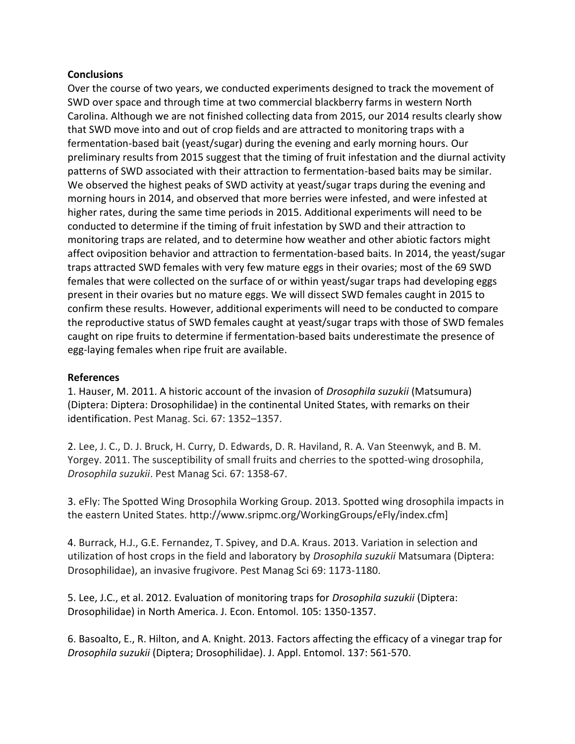**Conclusions**

Over the course of two years, we conducted experiments designed to track the movement of SWD over space and through time at two commercial blackberry farms in western North Carolina. Although we are not finished collecting data from 2015, our 2014 results clearly show that SWD move into and out of crop fields and are attracted to monitoring traps with a fermentation-based bait (yeast/sugar) during the evening and early morning hours. Our preliminary results from 2015 suggest that the timing of fruit infestation and the diurnal activity patterns of SWD associated with their attraction to fermentation-based baits may be similar. We observed the highest peaks of SWD activity at yeast/sugar traps during the evening and morning hours in 2014, and observed that more berries were infested, and were infested at higher rates, during the same time periods in 2015. Additional experiments will need to be conducted to determine if the timing of fruit infestation by SWD and their attraction to monitoring traps are related, and to determine how weather and other abiotic factors might affect oviposition behavior and attraction to fermentation-based baits. In 2014, the yeast/sugar traps attracted SWD females with very few mature eggs in their ovaries; most of the 69 SWD females that were collected on the surface of or within yeast/sugar traps had developing eggs present in their ovaries but no mature eggs. We will dissect SWD females caught in 2015 to confirm these results. However, additional experiments will need to be conducted to compare the reproductive status of SWD females caught at yeast/sugar traps with those of SWD females caught on ripe fruits to determine if fermentation-based baits underestimate the presence of egg-laying females when ripe fruit are available.

**References**

1. Hauser, M. 2011. A historic account of the invasion of *Drosophila suzukii* (Matsumura) (Diptera: Diptera: Drosophilidae) in the continental United States, with remarks on their identification. Pest Manag. Sci. 67: 1352–1357.

2. Lee, J. C., D. J. Bruck, H. Curry, D. Edwards, D. R. Haviland, R. A. Van Steenwyk, and B. M. Yorgey. 2011. The susceptibility of small fruits and cherries to the spotted-wing drosophila, *Drosophila suzukii*. Pest Manag Sci. 67: 1358-67.

3. eFly: The Spotted Wing Drosophila Working Group. 2013. Spotted wing drosophila impacts in the eastern United States. http://www.sripmc.org/WorkingGroups/eFly/index.cfm]

4. Burrack, H.J., G.E. Fernandez, T. Spivey, and D.A. Kraus. 2013. Variation in selection and utilization of host crops in the field and laboratory by *Drosophila suzukii* Matsumara (Diptera: Drosophilidae), an invasive frugivore. Pest Manag Sci 69: 1173-1180.

5. Lee, J.C., et al. 2012. Evaluation of monitoring traps for *Drosophila suzukii* (Diptera: Drosophilidae) in North America. J. Econ. Entomol. 105: 1350-1357.

6. Basoalto, E., R. Hilton, and A. Knight. 2013. Factors affecting the efficacy of a vinegar trap for *Drosophila suzukii* (Diptera; Drosophilidae). J. Appl. Entomol. 137: 561-570.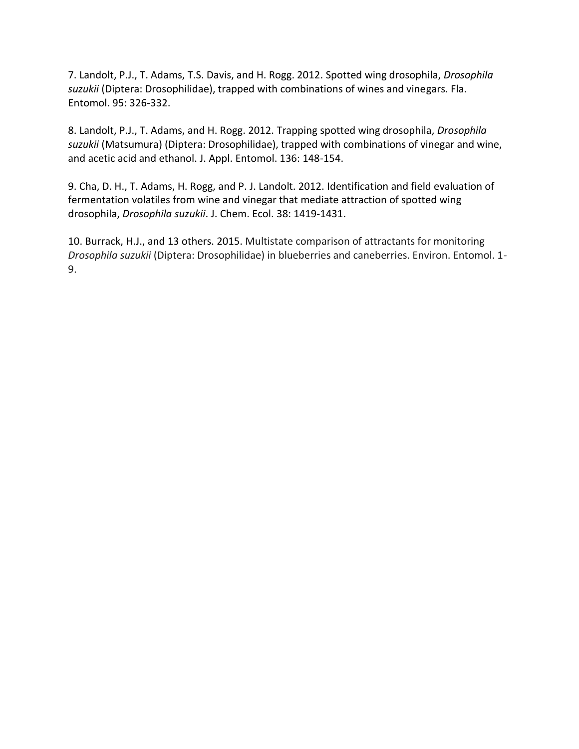7. Landolt, P.J., T. Adams, T.S. Davis, and H. Rogg. 2012. Spotted wing drosophila, *Drosophila suzukii* (Diptera: Drosophilidae), trapped with combinations of wines and vinegars. Fla. Entomol. 95: 326-332.

8. Landolt, P.J., T. Adams, and H. Rogg. 2012. Trapping spotted wing drosophila, *Drosophila suzukii* (Matsumura) (Diptera: Drosophilidae), trapped with combinations of vinegar and wine, and acetic acid and ethanol. J. Appl. Entomol. 136: 148-154.

9. Cha, D. H., T. Adams, H. Rogg, and P. J. Landolt. 2012. Identification and field evaluation of fermentation volatiles from wine and vinegar that mediate attraction of spotted wing drosophila, *Drosophila suzukii*. J. Chem. Ecol. 38: 1419-1431.

10. Burrack, H.J., and 13 others. 2015. Multistate comparison of attractants for monitoring *Drosophila suzukii* (Diptera: Drosophilidae) in blueberries and caneberries. Environ. Entomol. 1-9.